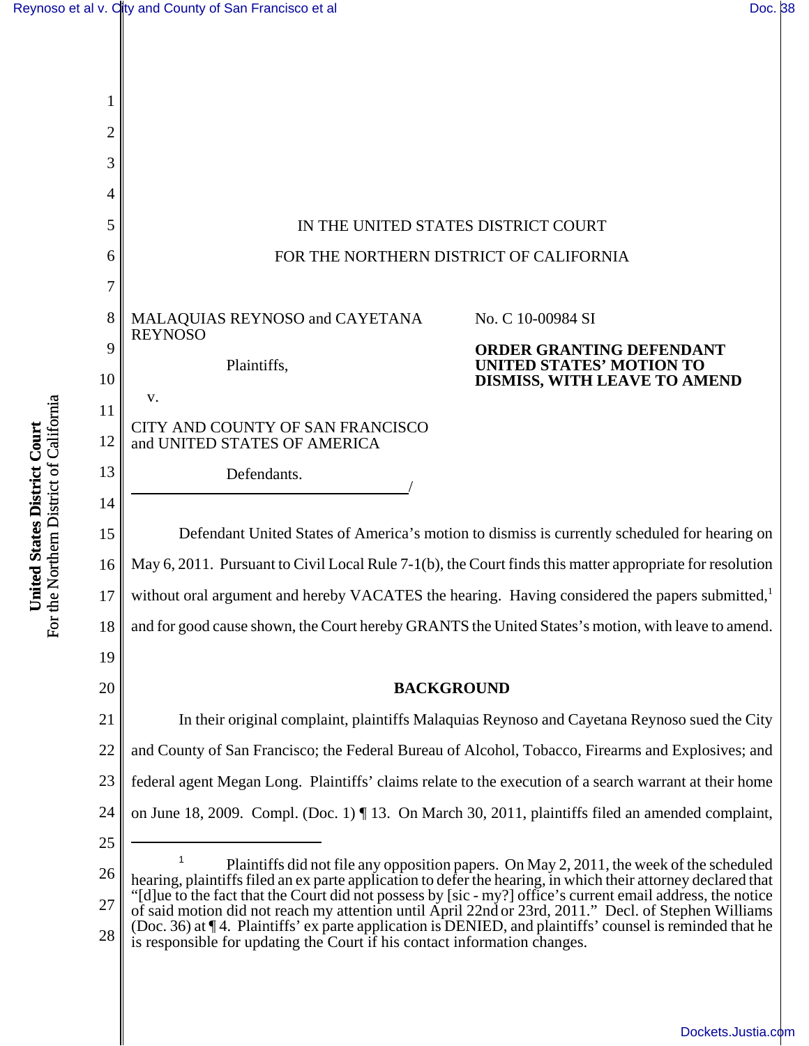IN THE UNITED STATES DISTRICT COURT

FOR THE NORTHERN DISTRICT OF CALIFORNIA

MALAQUIAS REYNOSO and CAYETANA REYNOSO

Plaintiffs,

v.

CITY AND COUNTY OF SAN FRANCISCO and UNITED STATES OF AMERICA

Defendants.

/

No. C 10-00984 SI

**ORDER GRANTING DEFENDANT UNITED STATES' MOTION TO DISMISS, WITH LEAVE TO AMEND**

Defendant United States of America's motion to dismiss is currently scheduled for hearing on May 6, 2011. Pursuant to Civil Local Rule 7-1(b), the Court finds this matter appropriate for resolution without oral argument and hereby VACATES the hearing. Having considered the papers submitted,[1] and for good cause shown, the Court hereby GRANTS the United States's motion, with leave to amend.

## BACKGROUND

In their original complaint, plaintiffs Malaquias Reynoso and Cayetana Reynoso sued the City and County of San Francisco; the Federal Bureau of Alcohol, Tobacco, Firearms and Explosives; and federal agent Megan Long. Plaintiffs' claims relate to the execution of a search warrant at their home on June 18, 2009. Compl. (Doc. 1) ¶ 13. On March 30, 2011, plaintiffs filed an amended complaint,

---

[1] Plaintiffs did not file any opposition papers. On May 2, 2011, the week of the scheduled hearing, plaintiffs filed an ex parte application to defer the hearing, in which their attorney declared that "[d]ue to the fact that the Court did not possess by [sic - my?] office's current email address, the notice of said motion did not reach my attention until April 22nd or 23rd, 2011." Decl. of Stephen Williams (Doc. 36) at ¶ 4. Plaintiffs' ex parte application is DENIED, and plaintiffs' counsel is reminded that he is responsible for updating the Court if his contact information changes.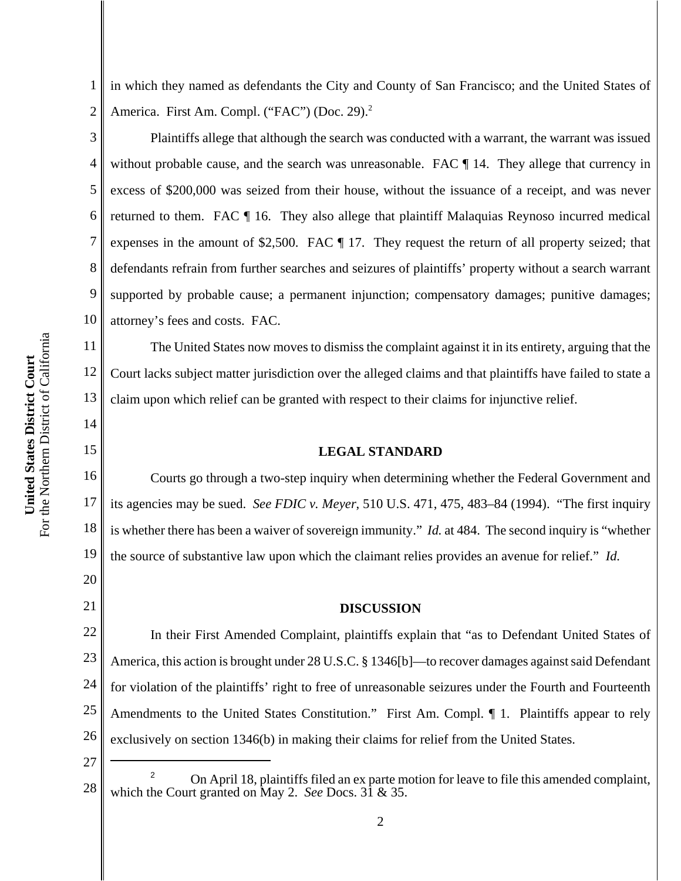in which they named as defendants the City and County of San Francisco; and the United States of America. First Am. Compl. ("FAC") (Doc. 29).[2]

Plaintiffs allege that although the search was conducted with a warrant, the warrant was issued without probable cause, and the search was unreasonable. FAC ¶ 14. They allege that currency in excess of $200,000 was seized from their house, without the issuance of a receipt, and was never returned to them. FAC ¶ 16. They also allege that plaintiff Malaquias Reynoso incurred medical expenses in the amount of $2,500. FAC ¶ 17. They request the return of all property seized; that defendants refrain from further searches and seizures of plaintiffs' property without a search warrant supported by probable cause; a permanent injunction; compensatory damages; punitive damages; attorney's fees and costs. FAC.

The United States now moves to dismiss the complaint against it in its entirety, arguing that the Court lacks subject matter jurisdiction over the alleged claims and that plaintiffs have failed to state a claim upon which relief can be granted with respect to their claims for injunctive relief.

## LEGAL STANDARD

Courts go through a two-step inquiry when determining whether the Federal Government and its agencies may be sued. *See FDIC v. Meyer*, 510 U.S. 471, 475, 483–84 (1994). "The first inquiry is whether there has been a waiver of sovereign immunity." *Id.* at 484. The second inquiry is "whether the source of substantive law upon which the claimant relies provides an avenue for relief." *Id.*

## DISCUSSION

In their First Amended Complaint, plaintiffs explain that "as to Defendant United States of America, this action is brought under 28 U.S.C. § 1346[b]—to recover damages against said Defendant for violation of the plaintiffs' right to free of unreasonable seizures under the Fourth and Fourteenth Amendments to the United States Constitution." First Am. Compl. ¶ 1. Plaintiffs appear to rely exclusively on section 1346(b) in making their claims for relief from the United States.

---

[2] On April 18, plaintiffs filed an ex parte motion for leave to file this amended complaint, which the Court granted on May 2. *See* Docs. 31 & 35.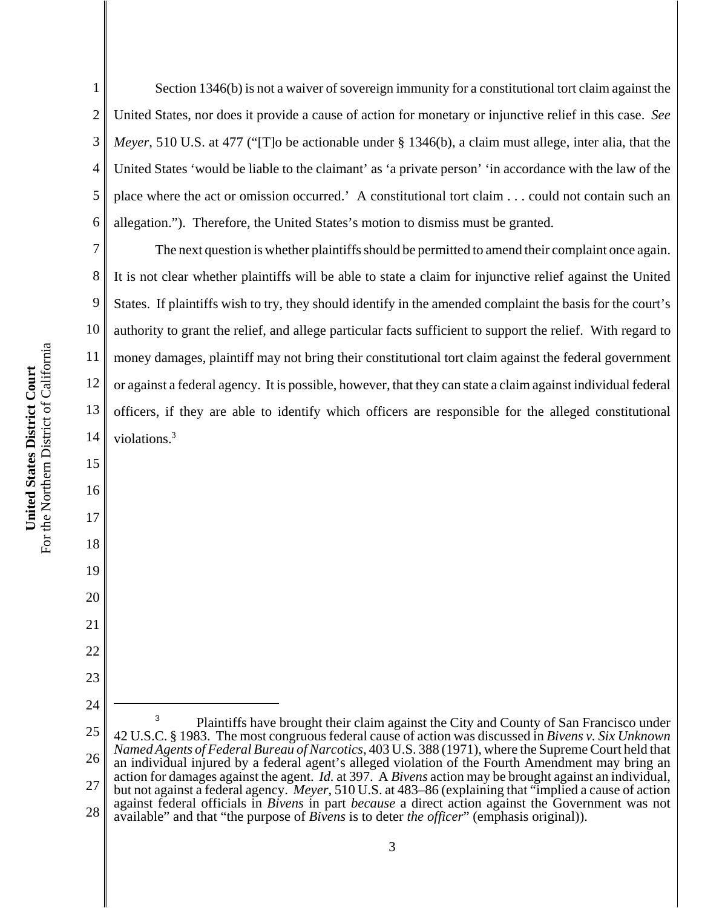Section 1346(b) is not a waiver of sovereign immunity for a constitutional tort claim against the United States, nor does it provide a cause of action for monetary or injunctive relief in this case. *See Meyer*, 510 U.S. at 477 ("[T]o be actionable under § 1346(b), a claim must allege, inter alia, that the United States 'would be liable to the claimant' as 'a private person' 'in accordance with the law of the place where the act or omission occurred.' A constitutional tort claim . . . could not contain such an allegation."). Therefore, the United States's motion to dismiss must be granted.

The next question is whether plaintiffs should be permitted to amend their complaint once again. It is not clear whether plaintiffs will be able to state a claim for injunctive relief against the United States. If plaintiffs wish to try, they should identify in the amended complaint the basis for the court's authority to grant the relief, and allege particular facts sufficient to support the relief. With regard to money damages, plaintiff may not bring their constitutional tort claim against the federal government or against a federal agency. It is possible, however, that they can state a claim against individual federal officers, if they are able to identify which officers are responsible for the alleged constitutional violations.[3]

---

[3] Plaintiffs have brought their claim against the City and County of San Francisco under 42 U.S.C. § 1983. The most congruous federal cause of action was discussed in *Bivens v. Six Unknown Named Agents of Federal Bureau of Narcotics*, 403 U.S. 388 (1971), where the Supreme Court held that an individual injured by a federal agent's alleged violation of the Fourth Amendment may bring an action for damages against the agent. *Id.* at 397. A *Bivens* action may be brought against an individual, but not against a federal agency. *Meyer*, 510 U.S. at 483–86 (explaining that "implied a cause of action against federal officials in *Bivens* in part *because* a direct action against the Government was not available" and that "the purpose of *Bivens* is to deter *the officer*" (emphasis original)).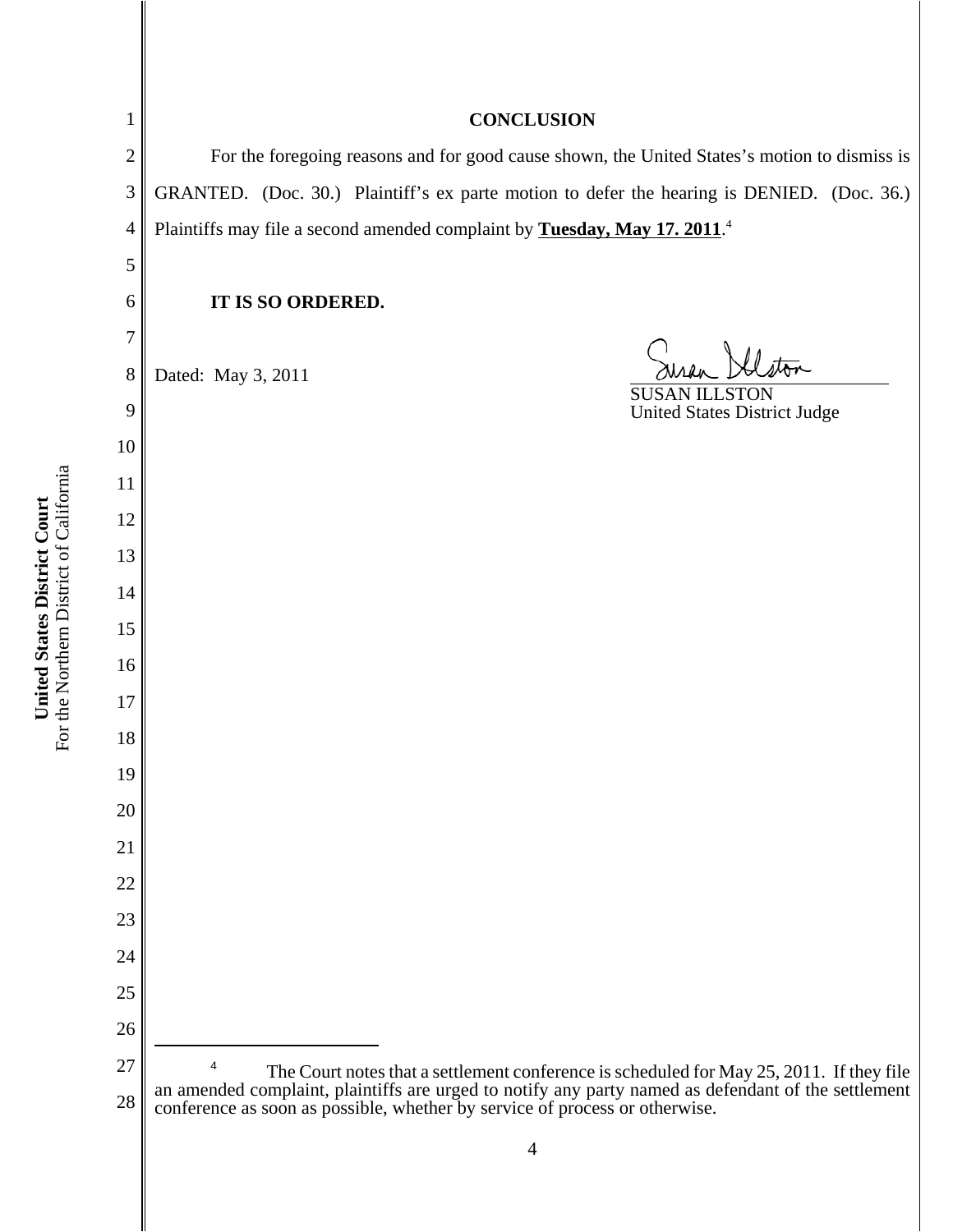## CONCLUSION

For the foregoing reasons and for good cause shown, the United States's motion to dismiss is GRANTED. (Doc. 30.) Plaintiff's ex parte motion to defer the hearing is DENIED. (Doc. 36.) Plaintiffs may file a second amended complaint by **Tuesday, May 17. 2011**.[4]

**IT IS SO ORDERED.**

Dated: May 3, 2011

SUSAN ILLSTON
United States District Judge

[4] The Court notes that a settlement conference is scheduled for May 25, 2011. If they file an amended complaint, plaintiffs are urged to notify any party named as defendant of the settlement conference as soon as possible, whether by service of process or otherwise.